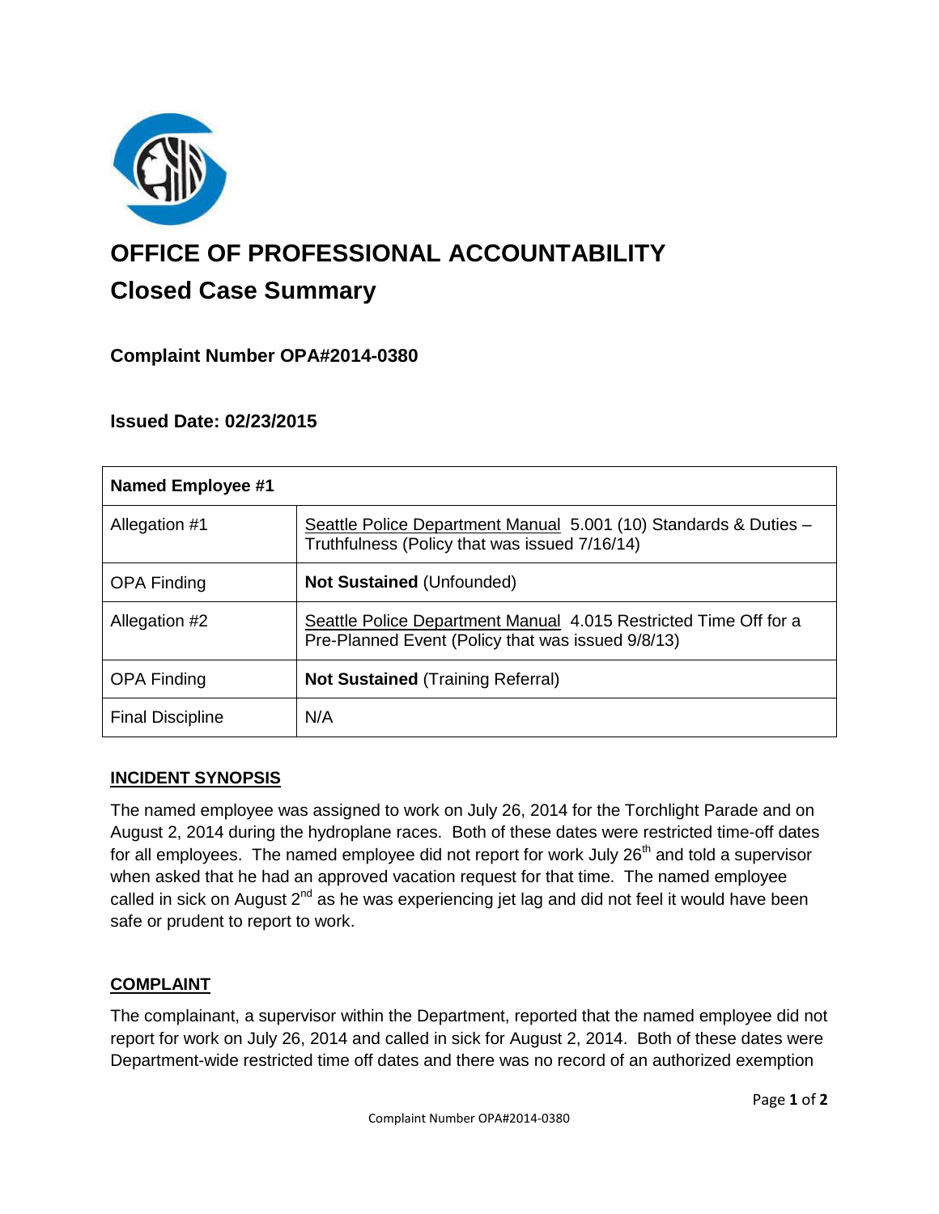# OFFICE OF PROFESSIONAL ACCOUNTABILITY

## Closed Case Summary

### Complaint Number OPA#2014-0380

### Issued Date: 02/23/2015

| **Named Employee #1** | |
|---|---|
| Allegation #1 | Seattle Police Department Manual 5.001 (10) Standards & Duties – Truthfulness (Policy that was issued 7/16/14) |
| OPA Finding | **Not Sustained** (Unfounded) |
| Allegation #2 | Seattle Police Department Manual 4.015 Restricted Time Off for a Pre-Planned Event (Policy that was issued 9/8/13) |
| OPA Finding | **Not Sustained** (Training Referral) |
| Final Discipline | N/A |

## INCIDENT SYNOPSIS

The named employee was assigned to work on July 26, 2014 for the Torchlight Parade and on August 2, 2014 during the hydroplane races. Both of these dates were restricted time-off dates for all employees. The named employee did not report for work July 26th and told a supervisor when asked that he had an approved vacation request for that time. The named employee called in sick on August 2nd as he was experiencing jet lag and did not feel it would have been safe or prudent to report to work.

## COMPLAINT

The complainant, a supervisor within the Department, reported that the named employee did not report for work on July 26, 2014 and called in sick for August 2, 2014. Both of these dates were Department-wide restricted time off dates and there was no record of an authorized exemption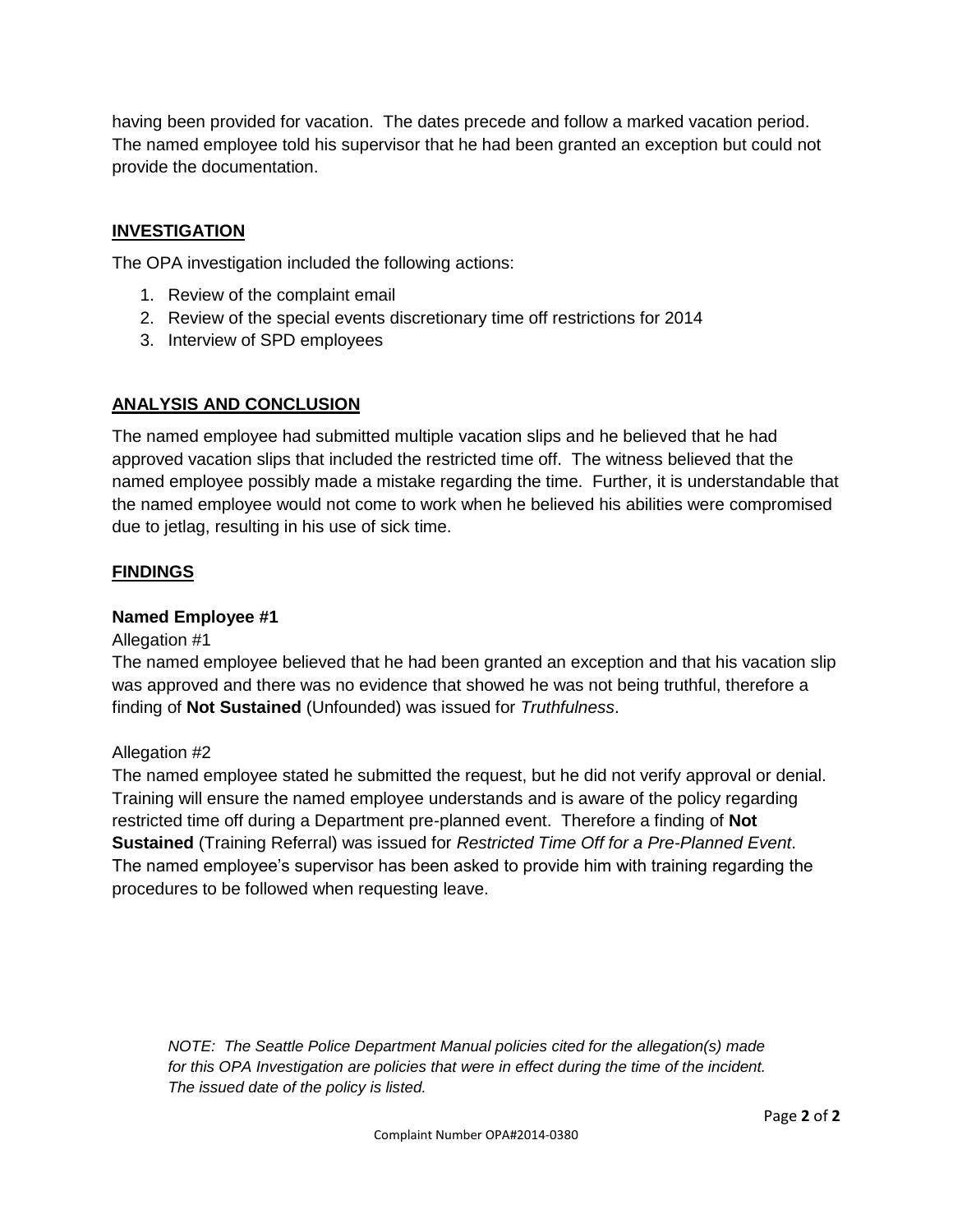having been provided for vacation. The dates precede and follow a marked vacation period. The named employee told his supervisor that he had been granted an exception but could not provide the documentation.

## INVESTIGATION

The OPA investigation included the following actions:

1. Review of the complaint email
2. Review of the special events discretionary time off restrictions for 2014
3. Interview of SPD employees

## ANALYSIS AND CONCLUSION

The named employee had submitted multiple vacation slips and he believed that he had approved vacation slips that included the restricted time off. The witness believed that the named employee possibly made a mistake regarding the time. Further, it is understandable that the named employee would not come to work when he believed his abilities were compromised due to jetlag, resulting in his use of sick time.

## FINDINGS

### Named Employee #1

Allegation #1

The named employee believed that he had been granted an exception and that his vacation slip was approved and there was no evidence that showed he was not being truthful, therefore a finding of **Not Sustained** (Unfounded) was issued for *Truthfulness*.

Allegation #2

The named employee stated he submitted the request, but he did not verify approval or denial. Training will ensure the named employee understands and is aware of the policy regarding restricted time off during a Department pre-planned event. Therefore a finding of **Not Sustained** (Training Referral) was issued for *Restricted Time Off for a Pre-Planned Event*. The named employee's supervisor has been asked to provide him with training regarding the procedures to be followed when requesting leave.

*NOTE: The Seattle Police Department Manual policies cited for the allegation(s) made for this OPA Investigation are policies that were in effect during the time of the incident. The issued date of the policy is listed.*

Complaint Number OPA#2014-0380